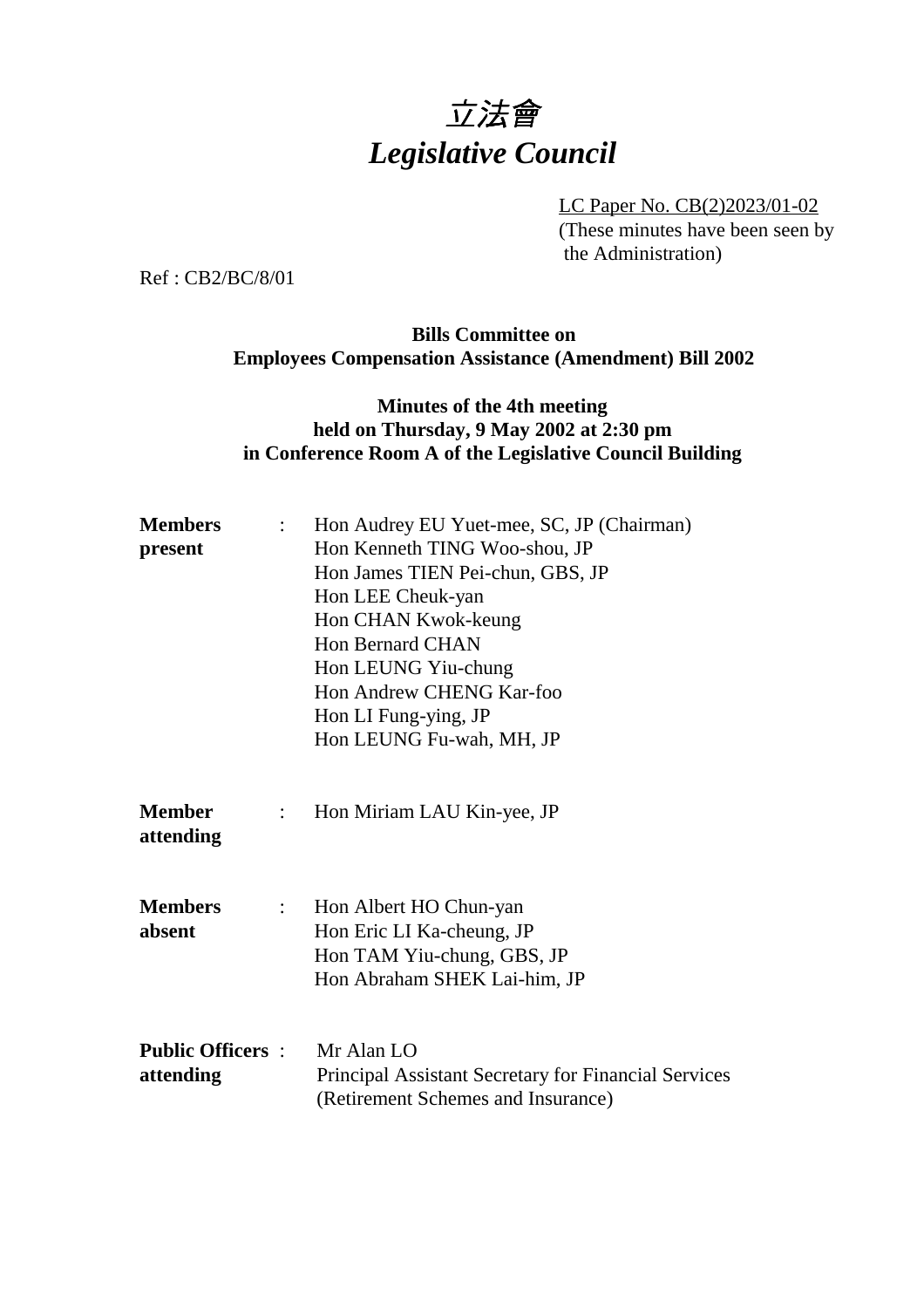# 立法會
# *Legislative Council*

LC Paper No. CB(2)2023/01-02
(These minutes have been seen by the Administration)

Ref : CB2/BC/8/01

**Bills Committee on**
**Employees Compensation Assistance (Amendment) Bill 2002**

**Minutes of the 4th meeting**
**held on Thursday, 9 May 2002 at 2:30 pm**
**in Conference Room A of the Legislative Council Building**

**Members present** :
Hon Audrey EU Yuet-mee, SC, JP (Chairman)
Hon Kenneth TING Woo-shou, JP
Hon James TIEN Pei-chun, GBS, JP
Hon LEE Cheuk-yan
Hon CHAN Kwok-keung
Hon Bernard CHAN
Hon LEUNG Yiu-chung
Hon Andrew CHENG Kar-foo
Hon LI Fung-ying, JP
Hon LEUNG Fu-wah, MH, JP

**Member attending** :
Hon Miriam LAU Kin-yee, JP

**Members absent** :
Hon Albert HO Chun-yan
Hon Eric LI Ka-cheung, JP
Hon TAM Yiu-chung, GBS, JP
Hon Abraham SHEK Lai-him, JP

**Public Officers attending** :
Mr Alan LO
Principal Assistant Secretary for Financial Services (Retirement Schemes and Insurance)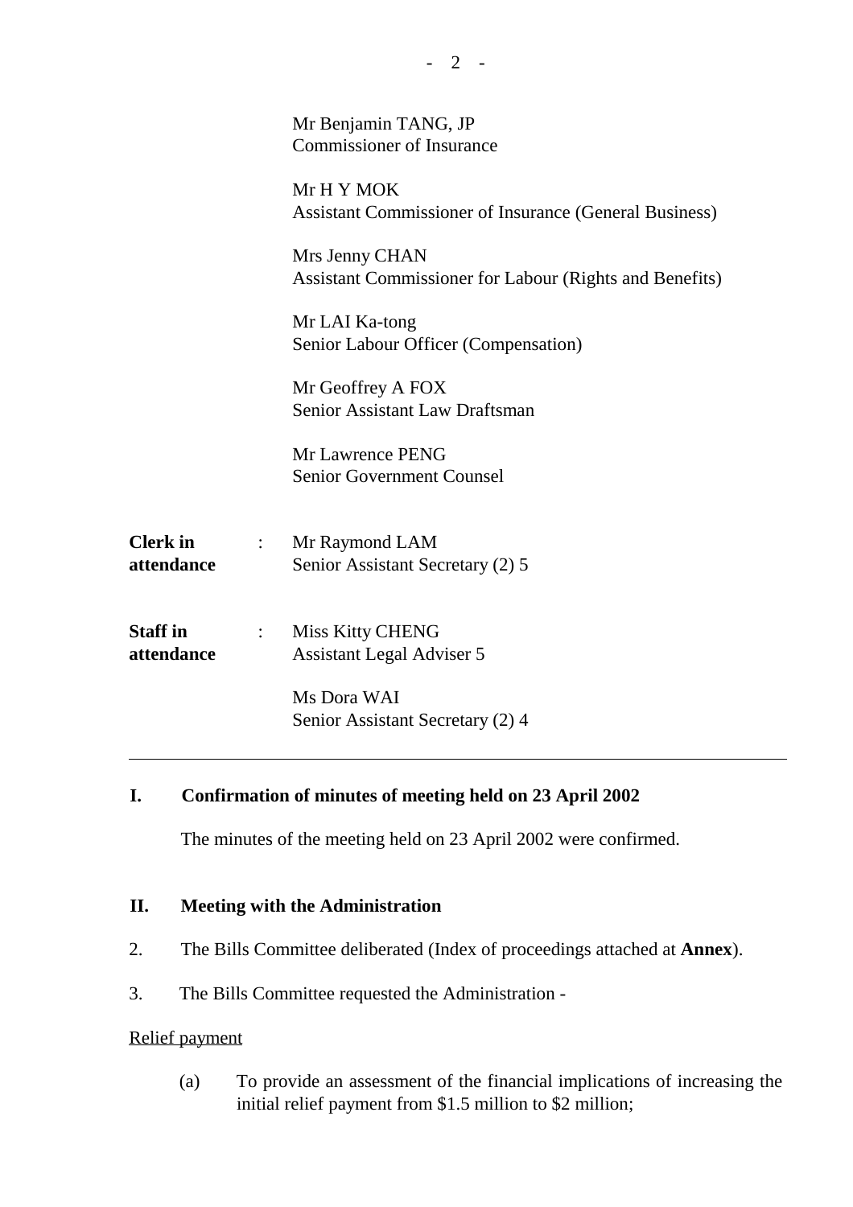Mr Benjamin TANG, JP
Commissioner of Insurance

Mr H Y MOK
Assistant Commissioner of Insurance (General Business)

Mrs Jenny CHAN
Assistant Commissioner for Labour (Rights and Benefits)

Mr LAI Ka-tong
Senior Labour Officer (Compensation)

Mr Geoffrey A FOX
Senior Assistant Law Draftsman

Mr Lawrence PENG
Senior Government Counsel

**Clerk in attendance** : Mr Raymond LAM
Senior Assistant Secretary (2) 5

**Staff in attendance** : Miss Kitty CHENG
Assistant Legal Adviser 5

Ms Dora WAI
Senior Assistant Secretary (2) 4

---

## I. Confirmation of minutes of meeting held on 23 April 2002

The minutes of the meeting held on 23 April 2002 were confirmed.

## II. Meeting with the Administration

2. The Bills Committee deliberated (Index of proceedings attached at **Annex**).

3. The Bills Committee requested the Administration -

Relief payment

(a) To provide an assessment of the financial implications of increasing the initial relief payment from $1.5 million to $2 million;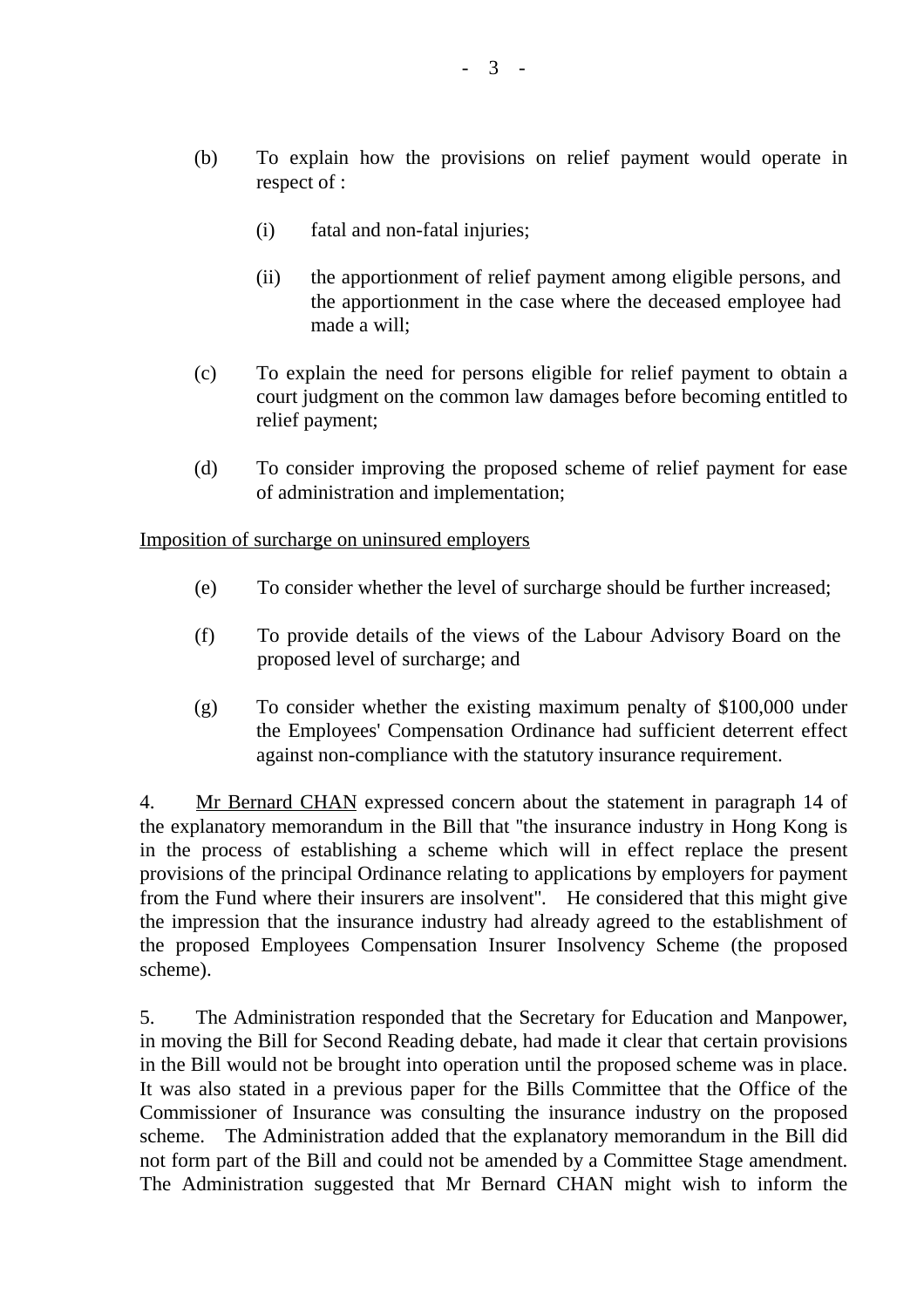(b) To explain how the provisions on relief payment would operate in respect of :

    (i) fatal and non-fatal injuries;

    (ii) the apportionment of relief payment among eligible persons, and the apportionment in the case where the deceased employee had made a will;

(c) To explain the need for persons eligible for relief payment to obtain a court judgment on the common law damages before becoming entitled to relief payment;

(d) To consider improving the proposed scheme of relief payment for ease of administration and implementation;

<u>Imposition of surcharge on uninsured employers</u>

(e) To consider whether the level of surcharge should be further increased;

(f) To provide details of the views of the Labour Advisory Board on the proposed level of surcharge; and

(g) To consider whether the existing maximum penalty of $100,000 under the Employees' Compensation Ordinance had sufficient deterrent effect against non-compliance with the statutory insurance requirement.

4. <u>Mr Bernard CHAN</u> expressed concern about the statement in paragraph 14 of the explanatory memorandum in the Bill that "the insurance industry in Hong Kong is in the process of establishing a scheme which will in effect replace the present provisions of the principal Ordinance relating to applications by employers for payment from the Fund where their insurers are insolvent". He considered that this might give the impression that the insurance industry had already agreed to the establishment of the proposed Employees Compensation Insurer Insolvency Scheme (the proposed scheme).

5. The Administration responded that the Secretary for Education and Manpower, in moving the Bill for Second Reading debate, had made it clear that certain provisions in the Bill would not be brought into operation until the proposed scheme was in place. It was also stated in a previous paper for the Bills Committee that the Office of the Commissioner of Insurance was consulting the insurance industry on the proposed scheme. The Administration added that the explanatory memorandum in the Bill did not form part of the Bill and could not be amended by a Committee Stage amendment. The Administration suggested that Mr Bernard CHAN might wish to inform the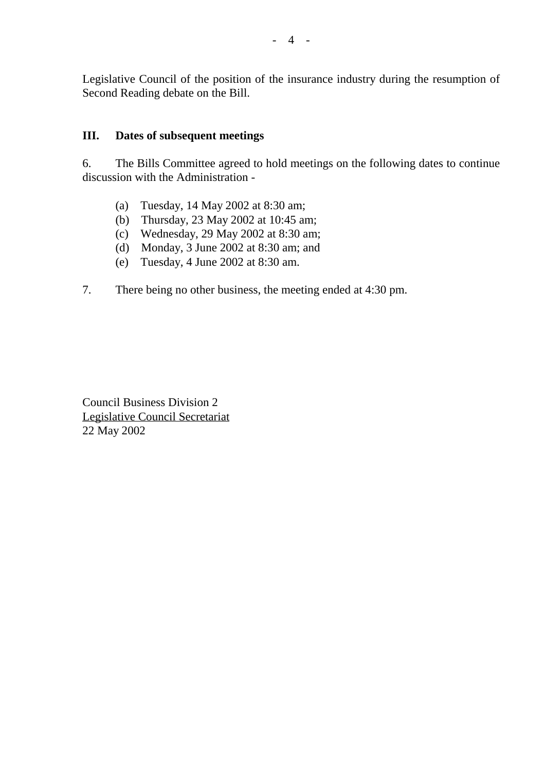Legislative Council of the position of the insurance industry during the resumption of Second Reading debate on the Bill.

## III. Dates of subsequent meetings

6. The Bills Committee agreed to hold meetings on the following dates to continue discussion with the Administration -

(a) Tuesday, 14 May 2002 at 8:30 am;
(b) Thursday, 23 May 2002 at 10:45 am;
(c) Wednesday, 29 May 2002 at 8:30 am;
(d) Monday, 3 June 2002 at 8:30 am; and
(e) Tuesday, 4 June 2002 at 8:30 am.

7. There being no other business, the meeting ended at 4:30 pm.

Council Business Division 2
Legislative Council Secretariat
22 May 2002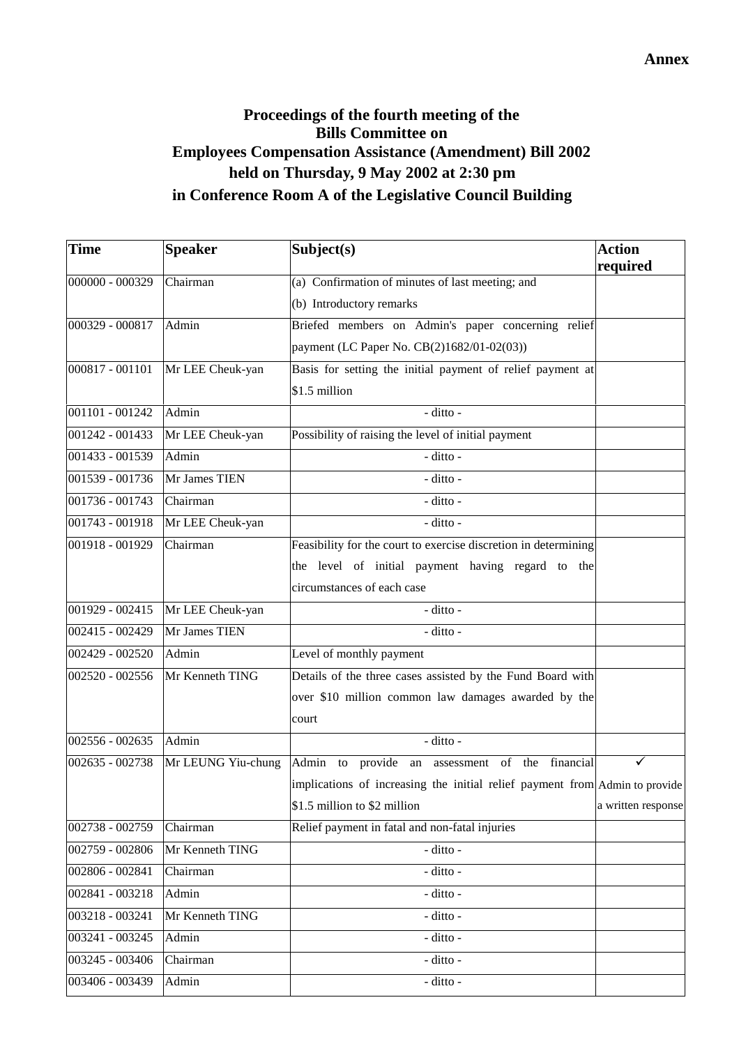**Annex**

# Proceedings of the fourth meeting of the Bills Committee on Employees Compensation Assistance (Amendment) Bill 2002 held on Thursday, 9 May 2002 at 2:30 pm in Conference Room A of the Legislative Council Building

| Time | Speaker | Subject(s) | Action required |
|---|---|---|---|
| 000000 - 000329 | Chairman | (a) Confirmation of minutes of last meeting; and (b) Introductory remarks | |
| 000329 - 000817 | Admin | Briefed members on Admin's paper concerning relief payment (LC Paper No. CB(2)1682/01-02(03)) | |
| 000817 - 001101 | Mr LEE Cheuk-yan | Basis for setting the initial payment of relief payment at $1.5 million | |
| 001101 - 001242 | Admin | - ditto - | |
| 001242 - 001433 | Mr LEE Cheuk-yan | Possibility of raising the level of initial payment | |
| 001433 - 001539 | Admin | - ditto - | |
| 001539 - 001736 | Mr James TIEN | - ditto - | |
| 001736 - 001743 | Chairman | - ditto - | |
| 001743 - 001918 | Mr LEE Cheuk-yan | - ditto - | |
| 001918 - 001929 | Chairman | Feasibility for the court to exercise discretion in determining the level of initial payment having regard to the circumstances of each case | |
| 001929 - 002415 | Mr LEE Cheuk-yan | - ditto - | |
| 002415 - 002429 | Mr James TIEN | - ditto - | |
| 002429 - 002520 | Admin | Level of monthly payment | |
| 002520 - 002556 | Mr Kenneth TING | Details of the three cases assisted by the Fund Board with over $10 million common law damages awarded by the court | |
| 002556 - 002635 | Admin | - ditto - | |
| 002635 - 002738 | Mr LEUNG Yiu-chung | Admin to provide an assessment of the financial implications of increasing the initial relief payment from $1.5 million to $2 million | ✓ Admin to provide a written response |
| 002738 - 002759 | Chairman | Relief payment in fatal and non-fatal injuries | |
| 002759 - 002806 | Mr Kenneth TING | - ditto - | |
| 002806 - 002841 | Chairman | - ditto - | |
| 002841 - 003218 | Admin | - ditto - | |
| 003218 - 003241 | Mr Kenneth TING | - ditto - | |
| 003241 - 003245 | Admin | - ditto - | |
| 003245 - 003406 | Chairman | - ditto - | |
| 003406 - 003439 | Admin | - ditto - | |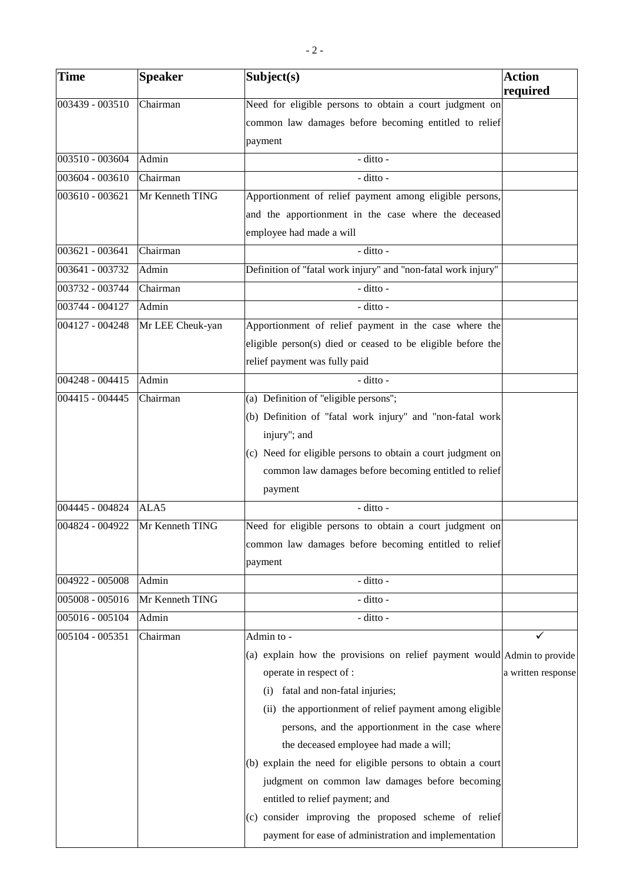| Time | Speaker | Subject(s) | Action required |
|---|---|---|---|
| 003439 - 003510 | Chairman | Need for eligible persons to obtain a court judgment on common law damages before becoming entitled to relief payment | |
| 003510 - 003604 | Admin | - ditto - | |
| 003604 - 003610 | Chairman | - ditto - | |
| 003610 - 003621 | Mr Kenneth TING | Apportionment of relief payment among eligible persons, and the apportionment in the case where the deceased employee had made a will | |
| 003621 - 003641 | Chairman | - ditto - | |
| 003641 - 003732 | Admin | Definition of "fatal work injury" and "non-fatal work injury" | |
| 003732 - 003744 | Chairman | - ditto - | |
| 003744 - 004127 | Admin | - ditto - | |
| 004127 - 004248 | Mr LEE Cheuk-yan | Apportionment of relief payment in the case where the eligible person(s) died or ceased to be eligible before the relief payment was fully paid | |
| 004248 - 004415 | Admin | - ditto - | |
| 004415 - 004445 | Chairman | (a) Definition of "eligible persons";<br>(b) Definition of "fatal work injury" and "non-fatal work injury"; and<br>(c) Need for eligible persons to obtain a court judgment on common law damages before becoming entitled to relief payment | |
| 004445 - 004824 | ALA5 | - ditto - | |
| 004824 - 004922 | Mr Kenneth TING | Need for eligible persons to obtain a court judgment on common law damages before becoming entitled to relief payment | |
| 004922 - 005008 | Admin | - ditto - | |
| 005008 - 005016 | Mr Kenneth TING | - ditto - | |
| 005016 - 005104 | Admin | - ditto - | |
| 005104 - 005351 | Chairman | Admin to -<br>(a) explain how the provisions on relief payment would operate in respect of :<br>(i) fatal and non-fatal injuries;<br>(ii) the apportionment of relief payment among eligible persons, and the apportionment in the case where the deceased employee had made a will;<br>(b) explain the need for eligible persons to obtain a court judgment on common law damages before becoming entitled to relief payment; and<br>(c) consider improving the proposed scheme of relief payment for ease of administration and implementation | ✓<br>Admin to provide a written response |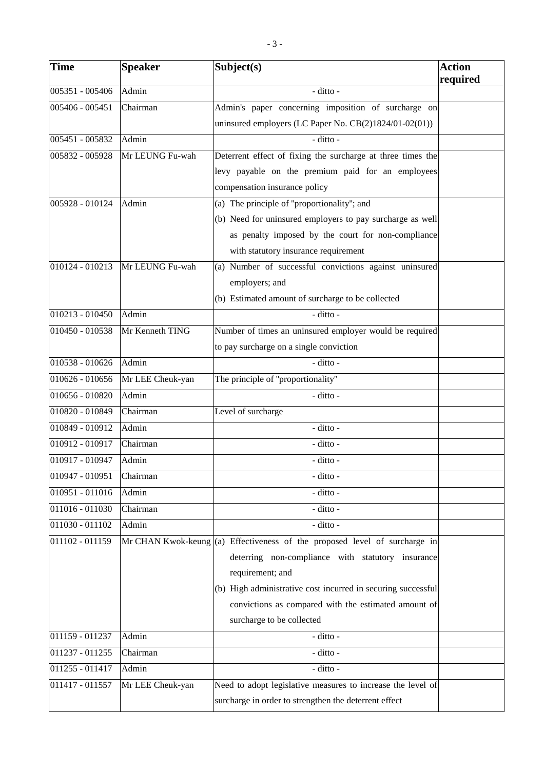| Time | Speaker | Subject(s) | Action required |
|---|---|---|---|
| 005351 - 005406 | Admin | - ditto - | |
| 005406 - 005451 | Chairman | Admin's paper concerning imposition of surcharge on uninsured employers (LC Paper No. CB(2)1824/01-02(01)) | |
| 005451 - 005832 | Admin | - ditto - | |
| 005832 - 005928 | Mr LEUNG Fu-wah | Deterrent effect of fixing the surcharge at three times the levy payable on the premium paid for an employees compensation insurance policy | |
| 005928 - 010124 | Admin | (a) The principle of "proportionality"; and<br>(b) Need for uninsured employers to pay surcharge as well as penalty imposed by the court for non-compliance with statutory insurance requirement | |
| 010124 - 010213 | Mr LEUNG Fu-wah | (a) Number of successful convictions against uninsured employers; and<br>(b) Estimated amount of surcharge to be collected | |
| 010213 - 010450 | Admin | - ditto - | |
| 010450 - 010538 | Mr Kenneth TING | Number of times an uninsured employer would be required to pay surcharge on a single conviction | |
| 010538 - 010626 | Admin | - ditto - | |
| 010626 - 010656 | Mr LEE Cheuk-yan | The principle of "proportionality" | |
| 010656 - 010820 | Admin | - ditto - | |
| 010820 - 010849 | Chairman | Level of surcharge | |
| 010849 - 010912 | Admin | - ditto - | |
| 010912 - 010917 | Chairman | - ditto - | |
| 010917 - 010947 | Admin | - ditto - | |
| 010947 - 010951 | Chairman | - ditto - | |
| 010951 - 011016 | Admin | - ditto - | |
| 011016 - 011030 | Chairman | - ditto - | |
| 011030 - 011102 | Admin | - ditto - | |
| 011102 - 011159 | Mr CHAN Kwok-keung | (a) Effectiveness of the proposed level of surcharge in deterring non-compliance with statutory insurance requirement; and<br>(b) High administrative cost incurred in securing successful convictions as compared with the estimated amount of surcharge to be collected | |
| 011159 - 011237 | Admin | - ditto - | |
| 011237 - 011255 | Chairman | - ditto - | |
| 011255 - 011417 | Admin | - ditto - | |
| 011417 - 011557 | Mr LEE Cheuk-yan | Need to adopt legislative measures to increase the level of surcharge in order to strengthen the deterrent effect | |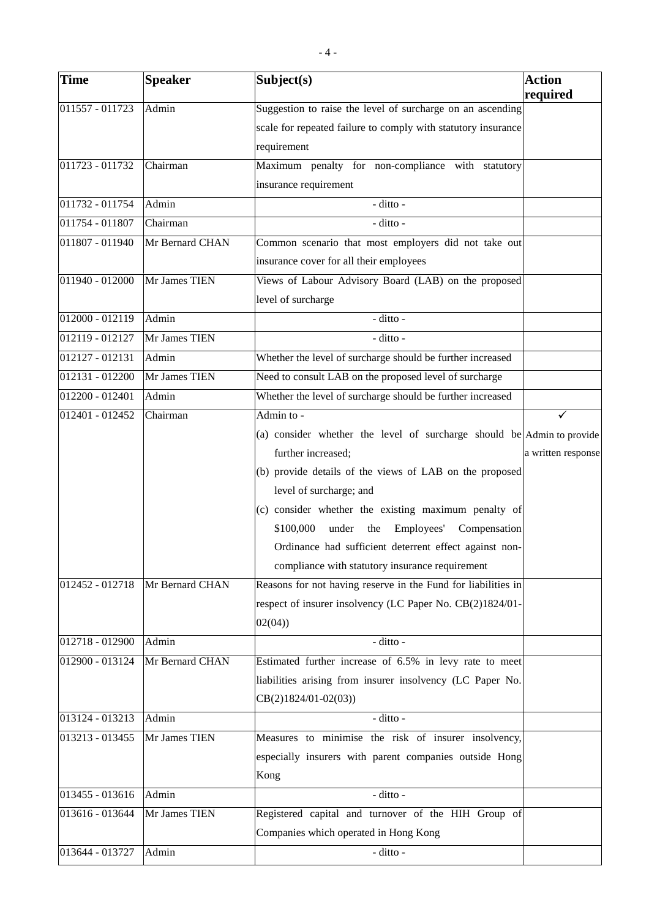| Time | Speaker | Subject(s) | Action required |
|---|---|---|---|
| 011557 - 011723 | Admin | Suggestion to raise the level of surcharge on an ascending scale for repeated failure to comply with statutory insurance requirement | |
| 011723 - 011732 | Chairman | Maximum penalty for non-compliance with statutory insurance requirement | |
| 011732 - 011754 | Admin | - ditto - | |
| 011754 - 011807 | Chairman | - ditto - | |
| 011807 - 011940 | Mr Bernard CHAN | Common scenario that most employers did not take out insurance cover for all their employees | |
| 011940 - 012000 | Mr James TIEN | Views of Labour Advisory Board (LAB) on the proposed level of surcharge | |
| 012000 - 012119 | Admin | - ditto - | |
| 012119 - 012127 | Mr James TIEN | - ditto - | |
| 012127 - 012131 | Admin | Whether the level of surcharge should be further increased | |
| 012131 - 012200 | Mr James TIEN | Need to consult LAB on the proposed level of surcharge | |
| 012200 - 012401 | Admin | Whether the level of surcharge should be further increased | |
| 012401 - 012452 | Chairman | Admin to -<br>(a) consider whether the level of surcharge should be further increased;<br>(b) provide details of the views of LAB on the proposed level of surcharge; and<br>(c) consider whether the existing maximum penalty of \$100,000 under the Employees' Compensation Ordinance had sufficient deterrent effect against non-compliance with statutory insurance requirement | ✓<br>Admin to provide a written response |
| 012452 - 012718 | Mr Bernard CHAN | Reasons for not having reserve in the Fund for liabilities in respect of insurer insolvency (LC Paper No. CB(2)1824/01-02(04)) | |
| 012718 - 012900 | Admin | - ditto - | |
| 012900 - 013124 | Mr Bernard CHAN | Estimated further increase of 6.5% in levy rate to meet liabilities arising from insurer insolvency (LC Paper No. CB(2)1824/01-02(03)) | |
| 013124 - 013213 | Admin | - ditto - | |
| 013213 - 013455 | Mr James TIEN | Measures to minimise the risk of insurer insolvency, especially insurers with parent companies outside Hong Kong | |
| 013455 - 013616 | Admin | - ditto - | |
| 013616 - 013644 | Mr James TIEN | Registered capital and turnover of the HIH Group of Companies which operated in Hong Kong | |
| 013644 - 013727 | Admin | - ditto - | |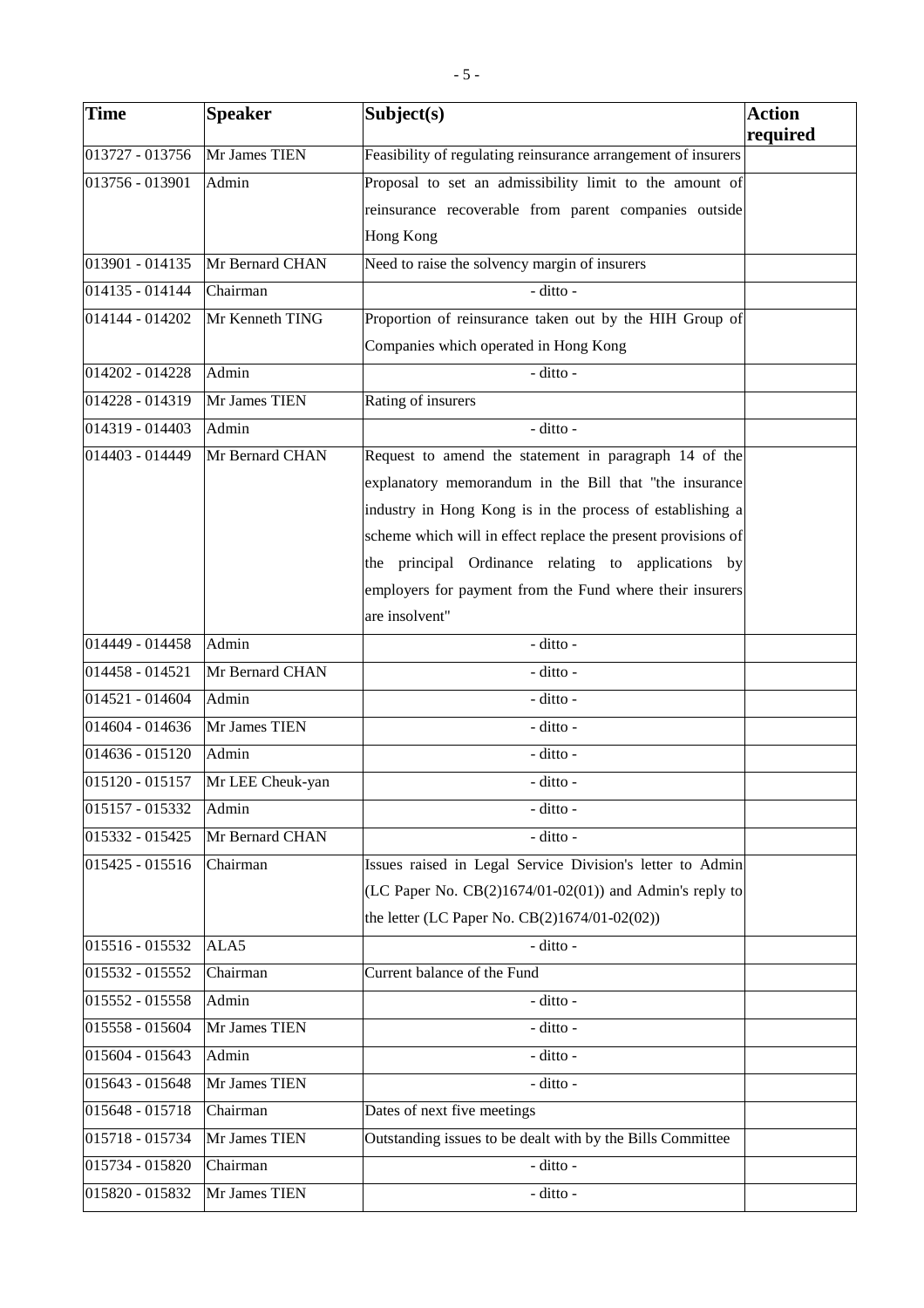| Time | Speaker | Subject(s) | Action required |
|---|---|---|---|
| 013727 - 013756 | Mr James TIEN | Feasibility of regulating reinsurance arrangement of insurers | |
| 013756 - 013901 | Admin | Proposal to set an admissibility limit to the amount of reinsurance recoverable from parent companies outside Hong Kong | |
| 013901 - 014135 | Mr Bernard CHAN | Need to raise the solvency margin of insurers | |
| 014135 - 014144 | Chairman | - ditto - | |
| 014144 - 014202 | Mr Kenneth TING | Proportion of reinsurance taken out by the HIH Group of Companies which operated in Hong Kong | |
| 014202 - 014228 | Admin | - ditto - | |
| 014228 - 014319 | Mr James TIEN | Rating of insurers | |
| 014319 - 014403 | Admin | - ditto - | |
| 014403 - 014449 | Mr Bernard CHAN | Request to amend the statement in paragraph 14 of the explanatory memorandum in the Bill that "the insurance industry in Hong Kong is in the process of establishing a scheme which will in effect replace the present provisions of the principal Ordinance relating to applications by employers for payment from the Fund where their insurers are insolvent" | |
| 014449 - 014458 | Admin | - ditto - | |
| 014458 - 014521 | Mr Bernard CHAN | - ditto - | |
| 014521 - 014604 | Admin | - ditto - | |
| 014604 - 014636 | Mr James TIEN | - ditto - | |
| 014636 - 015120 | Admin | - ditto - | |
| 015120 - 015157 | Mr LEE Cheuk-yan | - ditto - | |
| 015157 - 015332 | Admin | - ditto - | |
| 015332 - 015425 | Mr Bernard CHAN | - ditto - | |
| 015425 - 015516 | Chairman | Issues raised in Legal Service Division's letter to Admin (LC Paper No. CB(2)1674/01-02(01)) and Admin's reply to the letter (LC Paper No. CB(2)1674/01-02(02)) | |
| 015516 - 015532 | ALA5 | - ditto - | |
| 015532 - 015552 | Chairman | Current balance of the Fund | |
| 015552 - 015558 | Admin | - ditto - | |
| 015558 - 015604 | Mr James TIEN | - ditto - | |
| 015604 - 015643 | Admin | - ditto - | |
| 015643 - 015648 | Mr James TIEN | - ditto - | |
| 015648 - 015718 | Chairman | Dates of next five meetings | |
| 015718 - 015734 | Mr James TIEN | Outstanding issues to be dealt with by the Bills Committee | |
| 015734 - 015820 | Chairman | - ditto - | |
| 015820 - 015832 | Mr James TIEN | - ditto - | |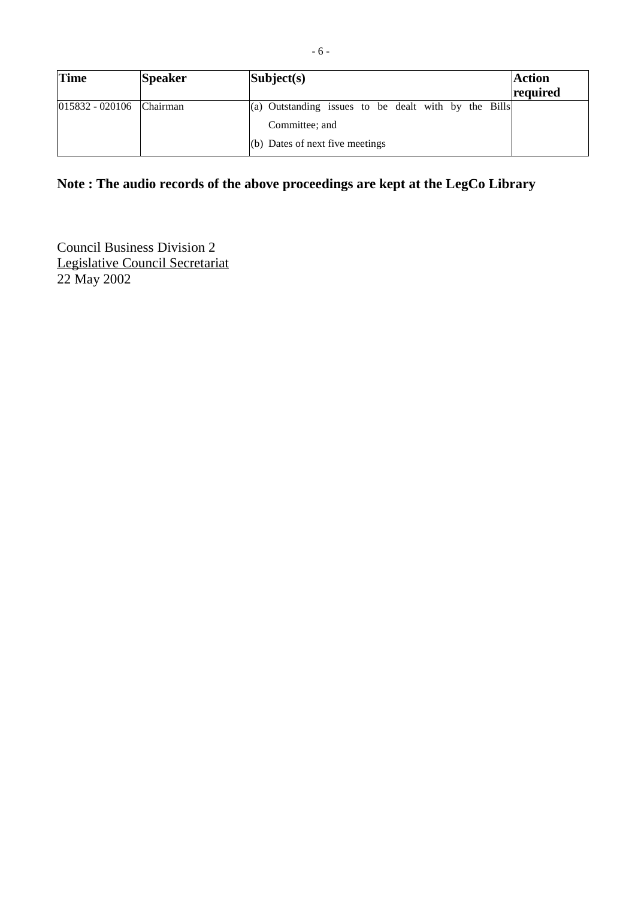| Time | Speaker | Subject(s) | Action required |
|---|---|---|---|
| 015832 - 020106 | Chairman | (a) Outstanding issues to be dealt with by the Bills Committee; and<br>(b) Dates of next five meetings | |

**Note : The audio records of the above proceedings are kept at the LegCo Library**

Council Business Division 2
Legislative Council Secretariat
22 May 2002